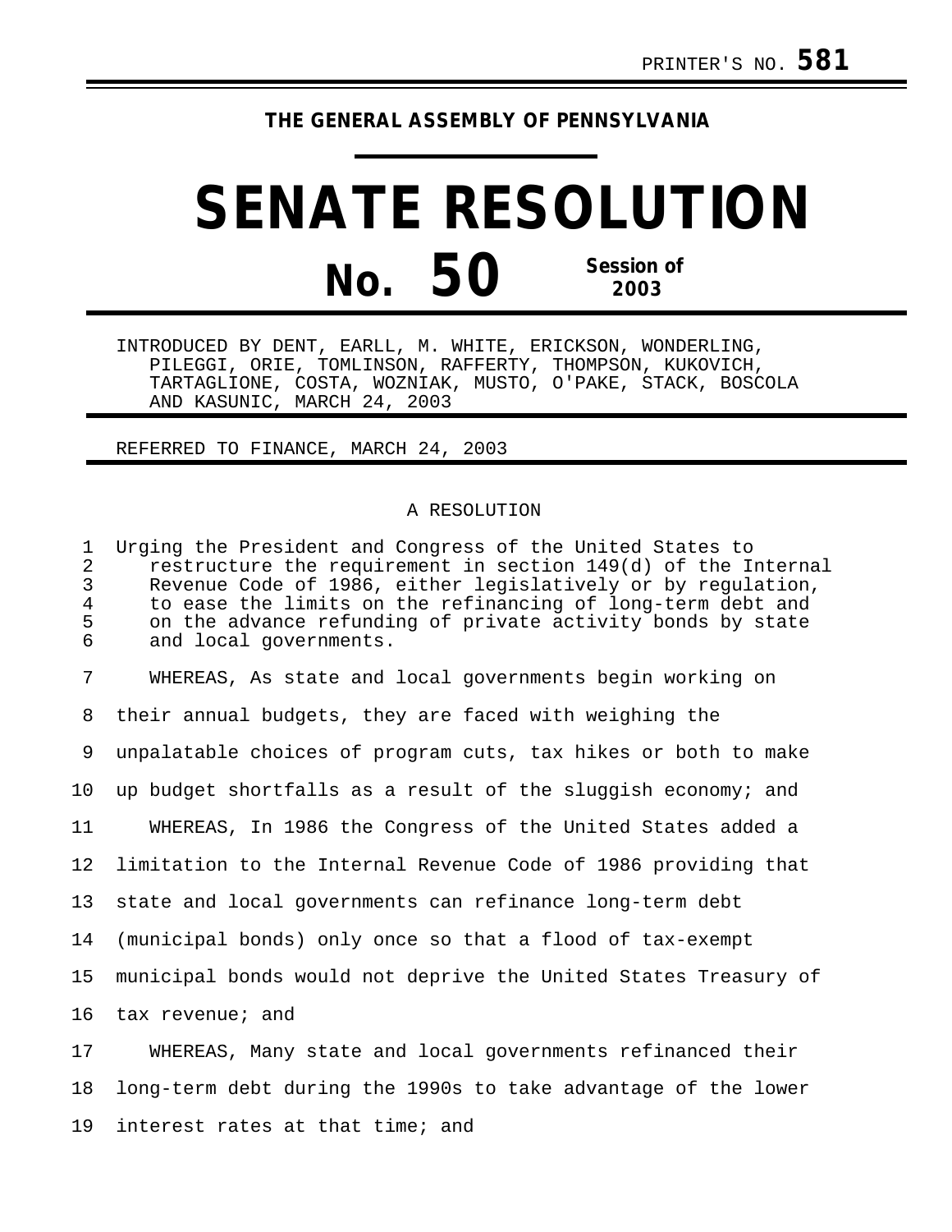PRINTER'S NO. **581**

**THE GENERAL ASSEMBLY OF PENNSYLVANIA**

# SENATE RESOLUTION

## No. 50 Session of 2003

INTRODUCED BY DENT, EARLL, M. WHITE, ERICKSON, WONDERLING, PILEGGI, ORIE, TOMLINSON, RAFFERTY, THOMPSON, KUKOVICH, TARTAGLIONE, COSTA, WOZNIAK, MUSTO, O'PAKE, STACK, BOSCOLA AND KASUNIC, MARCH 24, 2003

REFERRED TO FINANCE, MARCH 24, 2003

A RESOLUTION

Urging the President and Congress of the United States to restructure the requirement in section 149(d) of the Internal Revenue Code of 1986, either legislatively or by regulation, to ease the limits on the refinancing of long-term debt and on the advance refunding of private activity bonds by state and local governments.

WHEREAS, As state and local governments begin working on their annual budgets, they are faced with weighing the unpalatable choices of program cuts, tax hikes or both to make up budget shortfalls as a result of the sluggish economy; and

WHEREAS, In 1986 the Congress of the United States added a limitation to the Internal Revenue Code of 1986 providing that state and local governments can refinance long-term debt (municipal bonds) only once so that a flood of tax-exempt municipal bonds would not deprive the United States Treasury of tax revenue; and

WHEREAS, Many state and local governments refinanced their long-term debt during the 1990s to take advantage of the lower interest rates at that time; and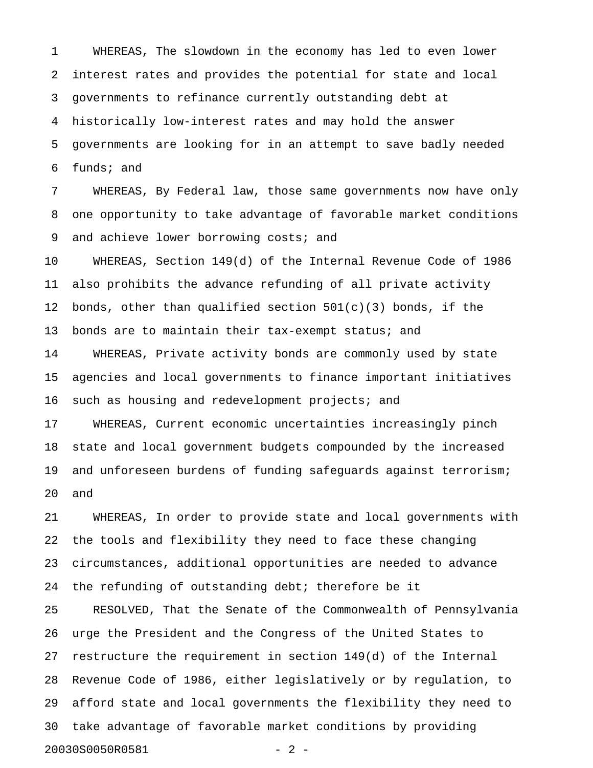WHEREAS, The slowdown in the economy has led to even lower interest rates and provides the potential for state and local governments to refinance currently outstanding debt at historically low-interest rates and may hold the answer governments are looking for in an attempt to save badly needed funds; and

WHEREAS, By Federal law, those same governments now have only one opportunity to take advantage of favorable market conditions and achieve lower borrowing costs; and

WHEREAS, Section 149(d) of the Internal Revenue Code of 1986 also prohibits the advance refunding of all private activity bonds, other than qualified section 501(c)(3) bonds, if the bonds are to maintain their tax-exempt status; and

WHEREAS, Private activity bonds are commonly used by state agencies and local governments to finance important initiatives such as housing and redevelopment projects; and

WHEREAS, Current economic uncertainties increasingly pinch state and local government budgets compounded by the increased and unforeseen burdens of funding safeguards against terrorism; and

WHEREAS, In order to provide state and local governments with the tools and flexibility they need to face these changing circumstances, additional opportunities are needed to advance the refunding of outstanding debt; therefore be it

RESOLVED, That the Senate of the Commonwealth of Pennsylvania urge the President and the Congress of the United States to restructure the requirement in section 149(d) of the Internal Revenue Code of 1986, either legislatively or by regulation, to afford state and local governments the flexibility they need to take advantage of favorable market conditions by providing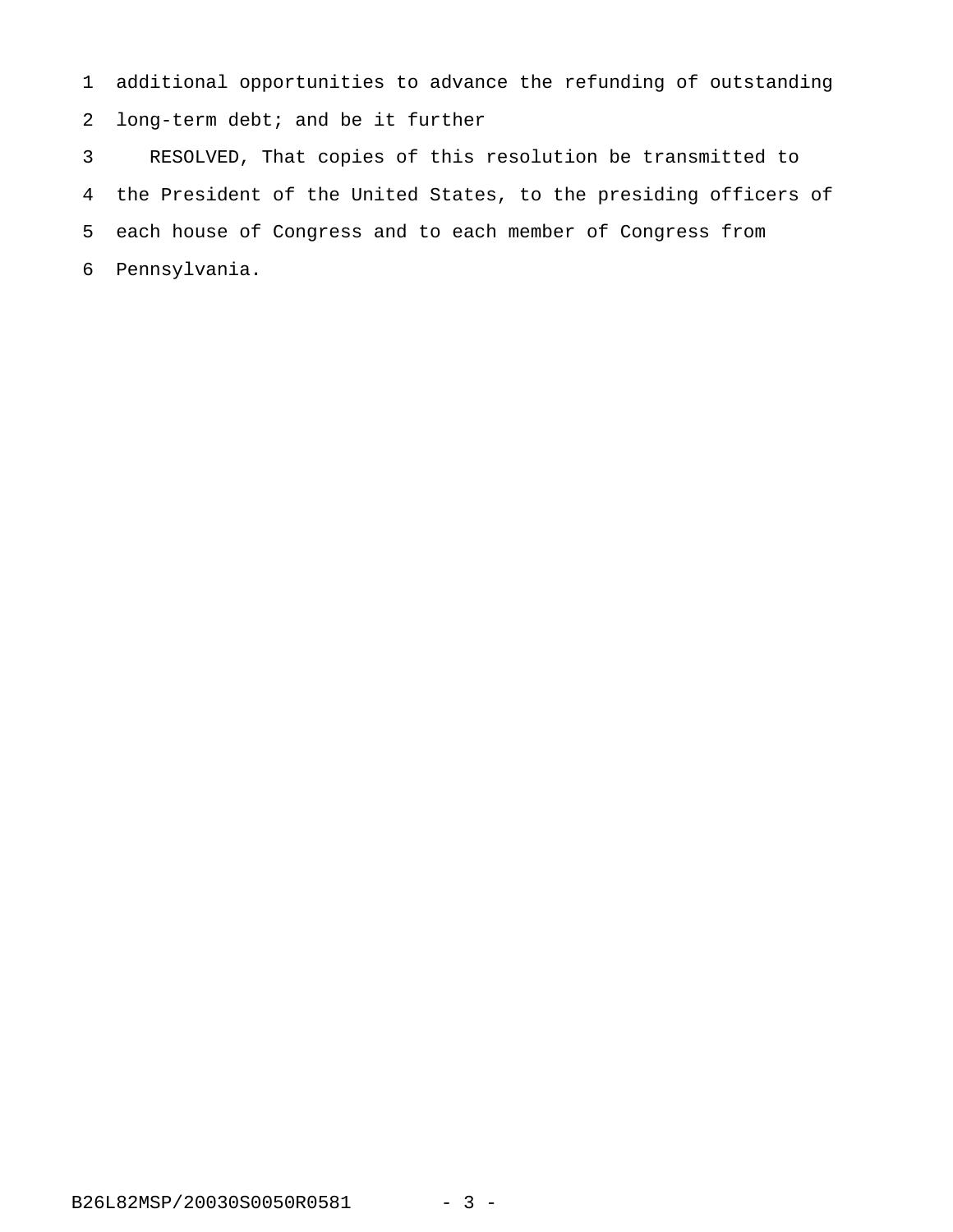additional opportunities to advance the refunding of outstanding long-term debt; and be it further

RESOLVED, That copies of this resolution be transmitted to the President of the United States, to the presiding officers of each house of Congress and to each member of Congress from Pennsylvania.